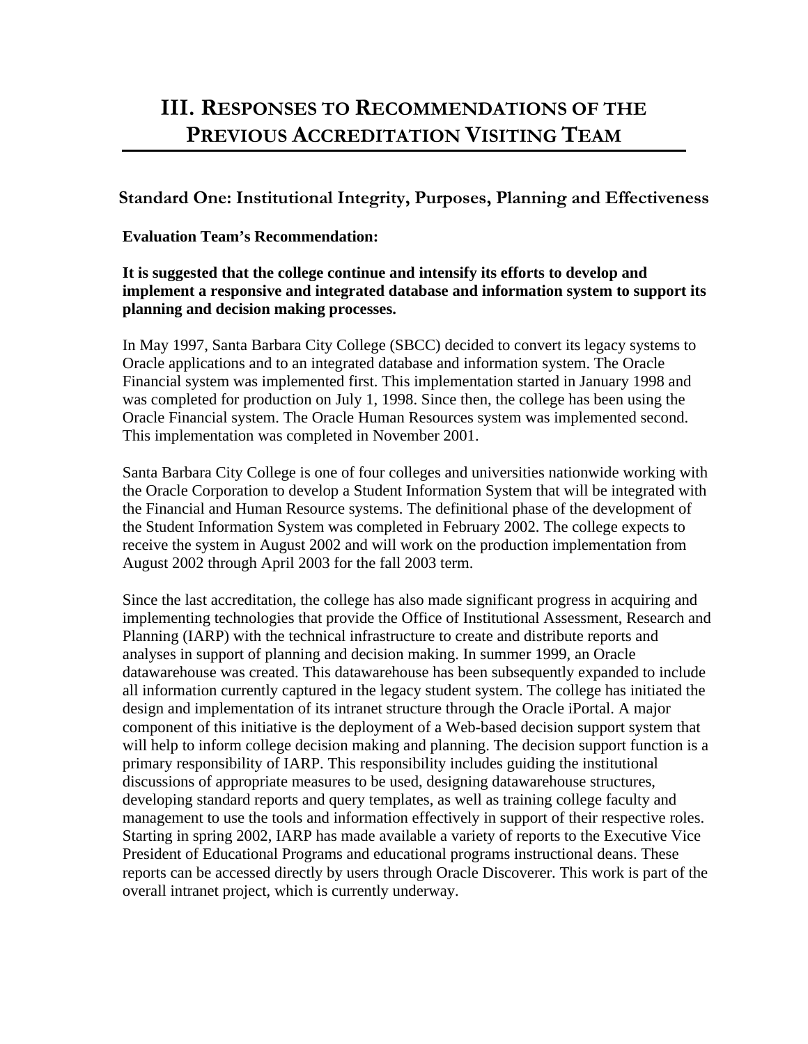# III. Responses to Recommendations of the Previous Accreditation Visiting Team

## Standard One: Institutional Integrity, Purposes, Planning and Effectiveness

**Evaluation Team's Recommendation:**

**It is suggested that the college continue and intensify its efforts to develop and implement a responsive and integrated database and information system to support its planning and decision making processes.**

In May 1997, Santa Barbara City College (SBCC) decided to convert its legacy systems to Oracle applications and to an integrated database and information system. The Oracle Financial system was implemented first. This implementation started in January 1998 and was completed for production on July 1, 1998. Since then, the college has been using the Oracle Financial system. The Oracle Human Resources system was implemented second. This implementation was completed in November 2001.

Santa Barbara City College is one of four colleges and universities nationwide working with the Oracle Corporation to develop a Student Information System that will be integrated with the Financial and Human Resource systems. The definitional phase of the development of the Student Information System was completed in February 2002. The college expects to receive the system in August 2002 and will work on the production implementation from August 2002 through April 2003 for the fall 2003 term.

Since the last accreditation, the college has also made significant progress in acquiring and implementing technologies that provide the Office of Institutional Assessment, Research and Planning (IARP) with the technical infrastructure to create and distribute reports and analyses in support of planning and decision making. In summer 1999, an Oracle datawarehouse was created. This datawarehouse has been subsequently expanded to include all information currently captured in the legacy student system. The college has initiated the design and implementation of its intranet structure through the Oracle iPortal. A major component of this initiative is the deployment of a Web-based decision support system that will help to inform college decision making and planning. The decision support function is a primary responsibility of IARP. This responsibility includes guiding the institutional discussions of appropriate measures to be used, designing datawarehouse structures, developing standard reports and query templates, as well as training college faculty and management to use the tools and information effectively in support of their respective roles. Starting in spring 2002, IARP has made available a variety of reports to the Executive Vice President of Educational Programs and educational programs instructional deans. These reports can be accessed directly by users through Oracle Discoverer. This work is part of the overall intranet project, which is currently underway.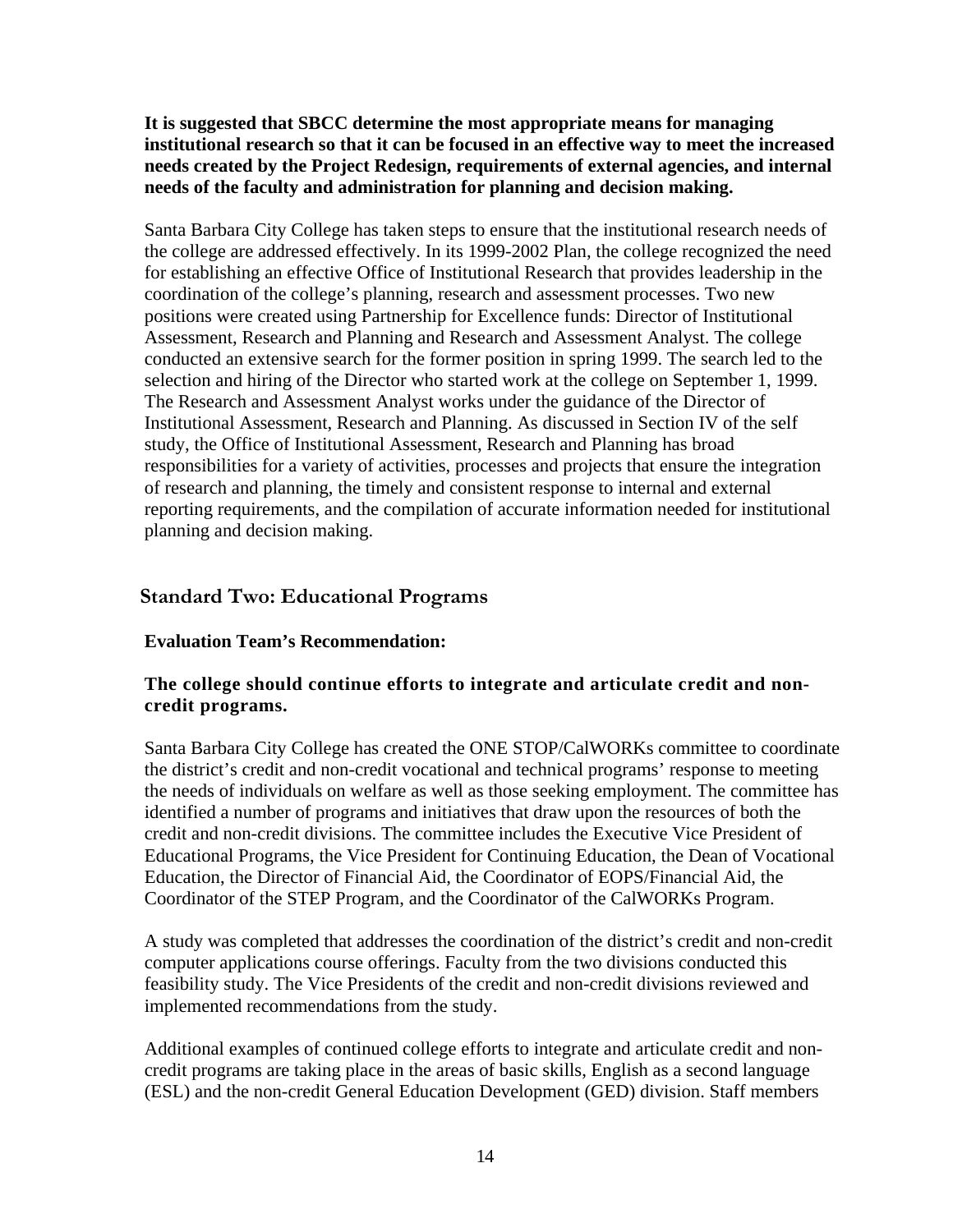**It is suggested that SBCC determine the most appropriate means for managing institutional research so that it can be focused in an effective way to meet the increased needs created by the Project Redesign, requirements of external agencies, and internal needs of the faculty and administration for planning and decision making.**

Santa Barbara City College has taken steps to ensure that the institutional research needs of the college are addressed effectively. In its 1999-2002 Plan, the college recognized the need for establishing an effective Office of Institutional Research that provides leadership in the coordination of the college's planning, research and assessment processes. Two new positions were created using Partnership for Excellence funds: Director of Institutional Assessment, Research and Planning and Research and Assessment Analyst. The college conducted an extensive search for the former position in spring 1999. The search led to the selection and hiring of the Director who started work at the college on September 1, 1999. The Research and Assessment Analyst works under the guidance of the Director of Institutional Assessment, Research and Planning. As discussed in Section IV of the self study, the Office of Institutional Assessment, Research and Planning has broad responsibilities for a variety of activities, processes and projects that ensure the integration of research and planning, the timely and consistent response to internal and external reporting requirements, and the compilation of accurate information needed for institutional planning and decision making.

## Standard Two: Educational Programs

**Evaluation Team's Recommendation:**

**The college should continue efforts to integrate and articulate credit and non-credit programs.**

Santa Barbara City College has created the ONE STOP/CalWORKs committee to coordinate the district's credit and non-credit vocational and technical programs' response to meeting the needs of individuals on welfare as well as those seeking employment. The committee has identified a number of programs and initiatives that draw upon the resources of both the credit and non-credit divisions. The committee includes the Executive Vice President of Educational Programs, the Vice President for Continuing Education, the Dean of Vocational Education, the Director of Financial Aid, the Coordinator of EOPS/Financial Aid, the Coordinator of the STEP Program, and the Coordinator of the CalWORKs Program.

A study was completed that addresses the coordination of the district's credit and non-credit computer applications course offerings. Faculty from the two divisions conducted this feasibility study. The Vice Presidents of the credit and non-credit divisions reviewed and implemented recommendations from the study.

Additional examples of continued college efforts to integrate and articulate credit and non-credit programs are taking place in the areas of basic skills, English as a second language (ESL) and the non-credit General Education Development (GED) division. Staff members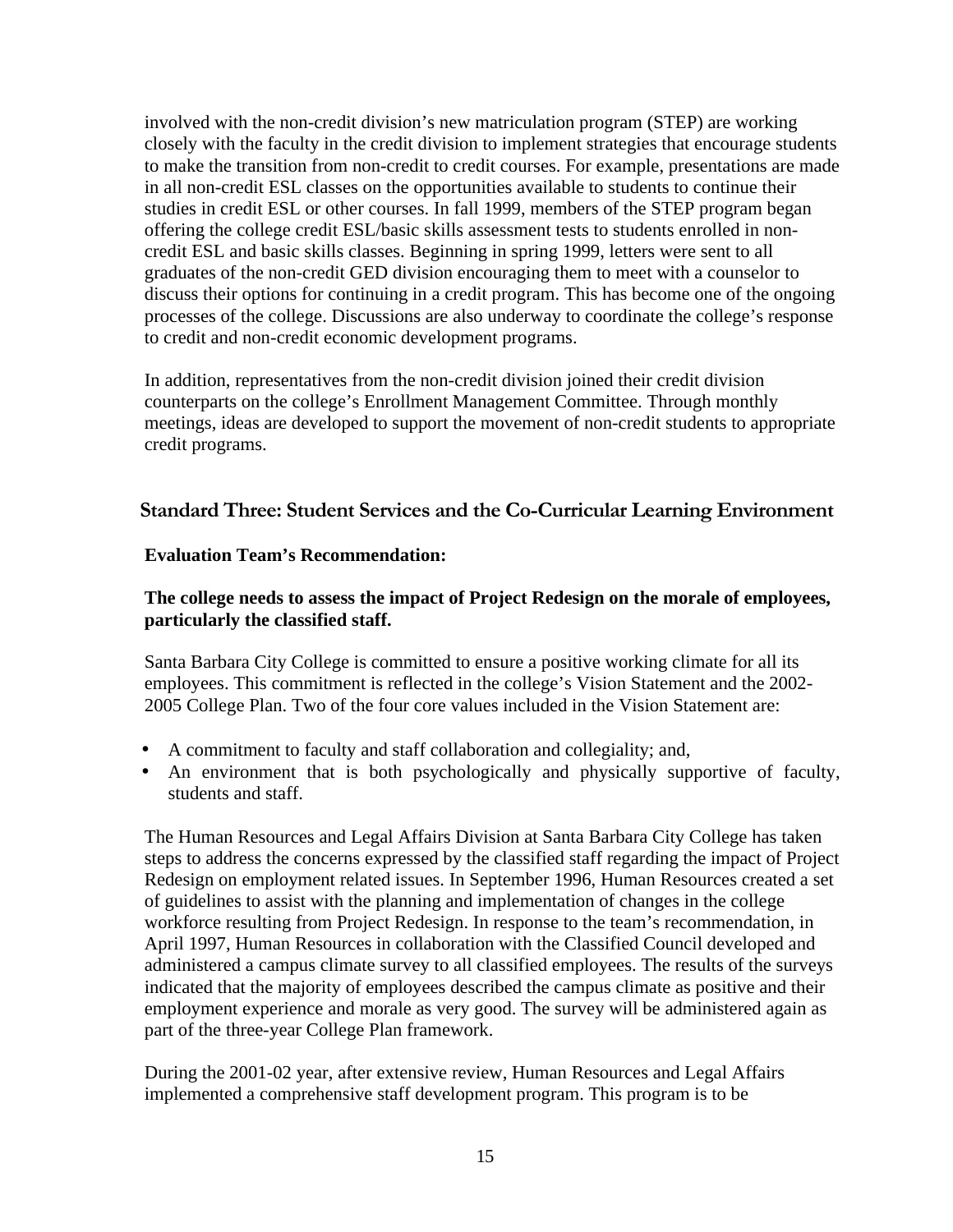involved with the non-credit division's new matriculation program (STEP) are working closely with the faculty in the credit division to implement strategies that encourage students to make the transition from non-credit to credit courses. For example, presentations are made in all non-credit ESL classes on the opportunities available to students to continue their studies in credit ESL or other courses. In fall 1999, members of the STEP program began offering the college credit ESL/basic skills assessment tests to students enrolled in non-credit ESL and basic skills classes. Beginning in spring 1999, letters were sent to all graduates of the non-credit GED division encouraging them to meet with a counselor to discuss their options for continuing in a credit program. This has become one of the ongoing processes of the college. Discussions are also underway to coordinate the college's response to credit and non-credit economic development programs.

In addition, representatives from the non-credit division joined their credit division counterparts on the college's Enrollment Management Committee. Through monthly meetings, ideas are developed to support the movement of non-credit students to appropriate credit programs.

## Standard Three: Student Services and the Co-Curricular Learning Environment

**Evaluation Team's Recommendation:**

**The college needs to assess the impact of Project Redesign on the morale of employees, particularly the classified staff.**

Santa Barbara City College is committed to ensure a positive working climate for all its employees. This commitment is reflected in the college's Vision Statement and the 2002-2005 College Plan. Two of the four core values included in the Vision Statement are:

- A commitment to faculty and staff collaboration and collegiality; and,
- An environment that is both psychologically and physically supportive of faculty, students and staff.

The Human Resources and Legal Affairs Division at Santa Barbara City College has taken steps to address the concerns expressed by the classified staff regarding the impact of Project Redesign on employment related issues. In September 1996, Human Resources created a set of guidelines to assist with the planning and implementation of changes in the college workforce resulting from Project Redesign. In response to the team's recommendation, in April 1997, Human Resources in collaboration with the Classified Council developed and administered a campus climate survey to all classified employees. The results of the surveys indicated that the majority of employees described the campus climate as positive and their employment experience and morale as very good. The survey will be administered again as part of the three-year College Plan framework.

During the 2001-02 year, after extensive review, Human Resources and Legal Affairs implemented a comprehensive staff development program. This program is to be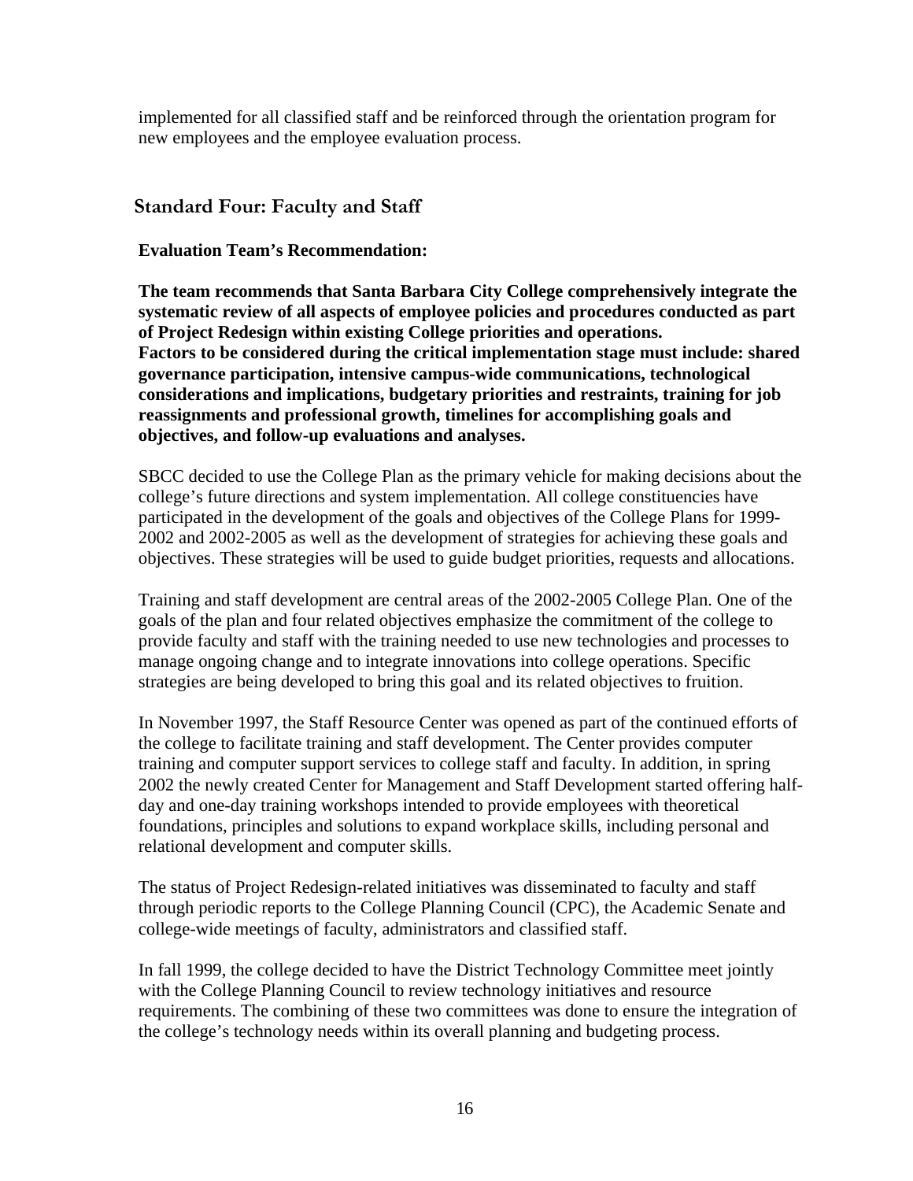implemented for all classified staff and be reinforced through the orientation program for new employees and the employee evaluation process.

## Standard Four: Faculty and Staff

**Evaluation Team's Recommendation:**

**The team recommends that Santa Barbara City College comprehensively integrate the systematic review of all aspects of employee policies and procedures conducted as part of Project Redesign within existing College priorities and operations. Factors to be considered during the critical implementation stage must include: shared governance participation, intensive campus-wide communications, technological considerations and implications, budgetary priorities and restraints, training for job reassignments and professional growth, timelines for accomplishing goals and objectives, and follow-up evaluations and analyses.**

SBCC decided to use the College Plan as the primary vehicle for making decisions about the college's future directions and system implementation. All college constituencies have participated in the development of the goals and objectives of the College Plans for 1999-2002 and 2002-2005 as well as the development of strategies for achieving these goals and objectives. These strategies will be used to guide budget priorities, requests and allocations.

Training and staff development are central areas of the 2002-2005 College Plan. One of the goals of the plan and four related objectives emphasize the commitment of the college to provide faculty and staff with the training needed to use new technologies and processes to manage ongoing change and to integrate innovations into college operations. Specific strategies are being developed to bring this goal and its related objectives to fruition.

In November 1997, the Staff Resource Center was opened as part of the continued efforts of the college to facilitate training and staff development. The Center provides computer training and computer support services to college staff and faculty. In addition, in spring 2002 the newly created Center for Management and Staff Development started offering half-day and one-day training workshops intended to provide employees with theoretical foundations, principles and solutions to expand workplace skills, including personal and relational development and computer skills.

The status of Project Redesign-related initiatives was disseminated to faculty and staff through periodic reports to the College Planning Council (CPC), the Academic Senate and college-wide meetings of faculty, administrators and classified staff.

In fall 1999, the college decided to have the District Technology Committee meet jointly with the College Planning Council to review technology initiatives and resource requirements. The combining of these two committees was done to ensure the integration of the college's technology needs within its overall planning and budgeting process.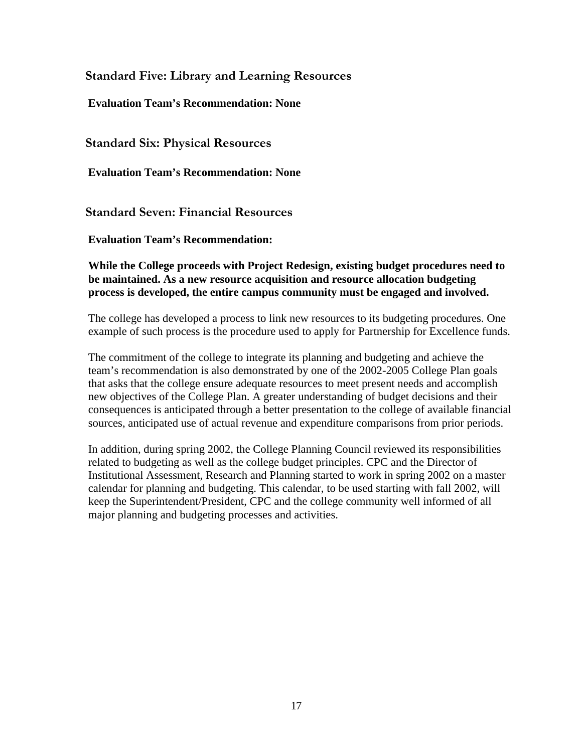## Standard Five: Library and Learning Resources

**Evaluation Team's Recommendation: None**

## Standard Six: Physical Resources

**Evaluation Team's Recommendation: None**

## Standard Seven: Financial Resources

**Evaluation Team's Recommendation:**

**While the College proceeds with Project Redesign, existing budget procedures need to be maintained. As a new resource acquisition and resource allocation budgeting process is developed, the entire campus community must be engaged and involved.**

The college has developed a process to link new resources to its budgeting procedures. One example of such process is the procedure used to apply for Partnership for Excellence funds.

The commitment of the college to integrate its planning and budgeting and achieve the team's recommendation is also demonstrated by one of the 2002-2005 College Plan goals that asks that the college ensure adequate resources to meet present needs and accomplish new objectives of the College Plan. A greater understanding of budget decisions and their consequences is anticipated through a better presentation to the college of available financial sources, anticipated use of actual revenue and expenditure comparisons from prior periods.

In addition, during spring 2002, the College Planning Council reviewed its responsibilities related to budgeting as well as the college budget principles. CPC and the Director of Institutional Assessment, Research and Planning started to work in spring 2002 on a master calendar for planning and budgeting. This calendar, to be used starting with fall 2002, will keep the Superintendent/President, CPC and the college community well informed of all major planning and budgeting processes and activities.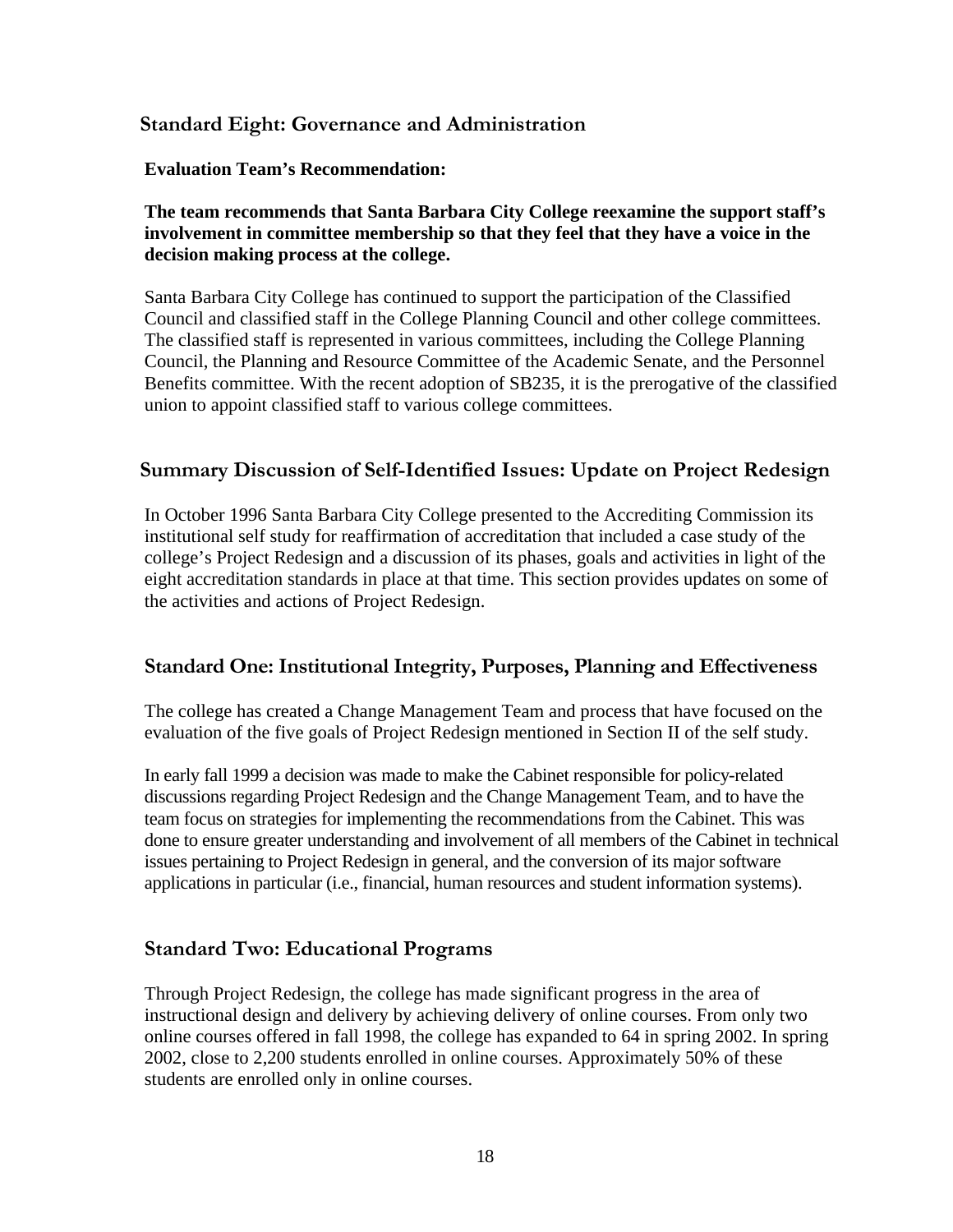## Standard Eight: Governance and Administration

**Evaluation Team's Recommendation:**

**The team recommends that Santa Barbara City College reexamine the support staff's involvement in committee membership so that they feel that they have a voice in the decision making process at the college.**

Santa Barbara City College has continued to support the participation of the Classified Council and classified staff in the College Planning Council and other college committees. The classified staff is represented in various committees, including the College Planning Council, the Planning and Resource Committee of the Academic Senate, and the Personnel Benefits committee. With the recent adoption of SB235, it is the prerogative of the classified union to appoint classified staff to various college committees.

## Summary Discussion of Self-Identified Issues: Update on Project Redesign

In October 1996 Santa Barbara City College presented to the Accrediting Commission its institutional self study for reaffirmation of accreditation that included a case study of the college's Project Redesign and a discussion of its phases, goals and activities in light of the eight accreditation standards in place at that time. This section provides updates on some of the activities and actions of Project Redesign.

## Standard One: Institutional Integrity, Purposes, Planning and Effectiveness

The college has created a Change Management Team and process that have focused on the evaluation of the five goals of Project Redesign mentioned in Section II of the self study.

In early fall 1999 a decision was made to make the Cabinet responsible for policy-related discussions regarding Project Redesign and the Change Management Team, and to have the team focus on strategies for implementing the recommendations from the Cabinet. This was done to ensure greater understanding and involvement of all members of the Cabinet in technical issues pertaining to Project Redesign in general, and the conversion of its major software applications in particular (i.e., financial, human resources and student information systems).

## Standard Two: Educational Programs

Through Project Redesign, the college has made significant progress in the area of instructional design and delivery by achieving delivery of online courses. From only two online courses offered in fall 1998, the college has expanded to 64 in spring 2002. In spring 2002, close to 2,200 students enrolled in online courses. Approximately 50% of these students are enrolled only in online courses.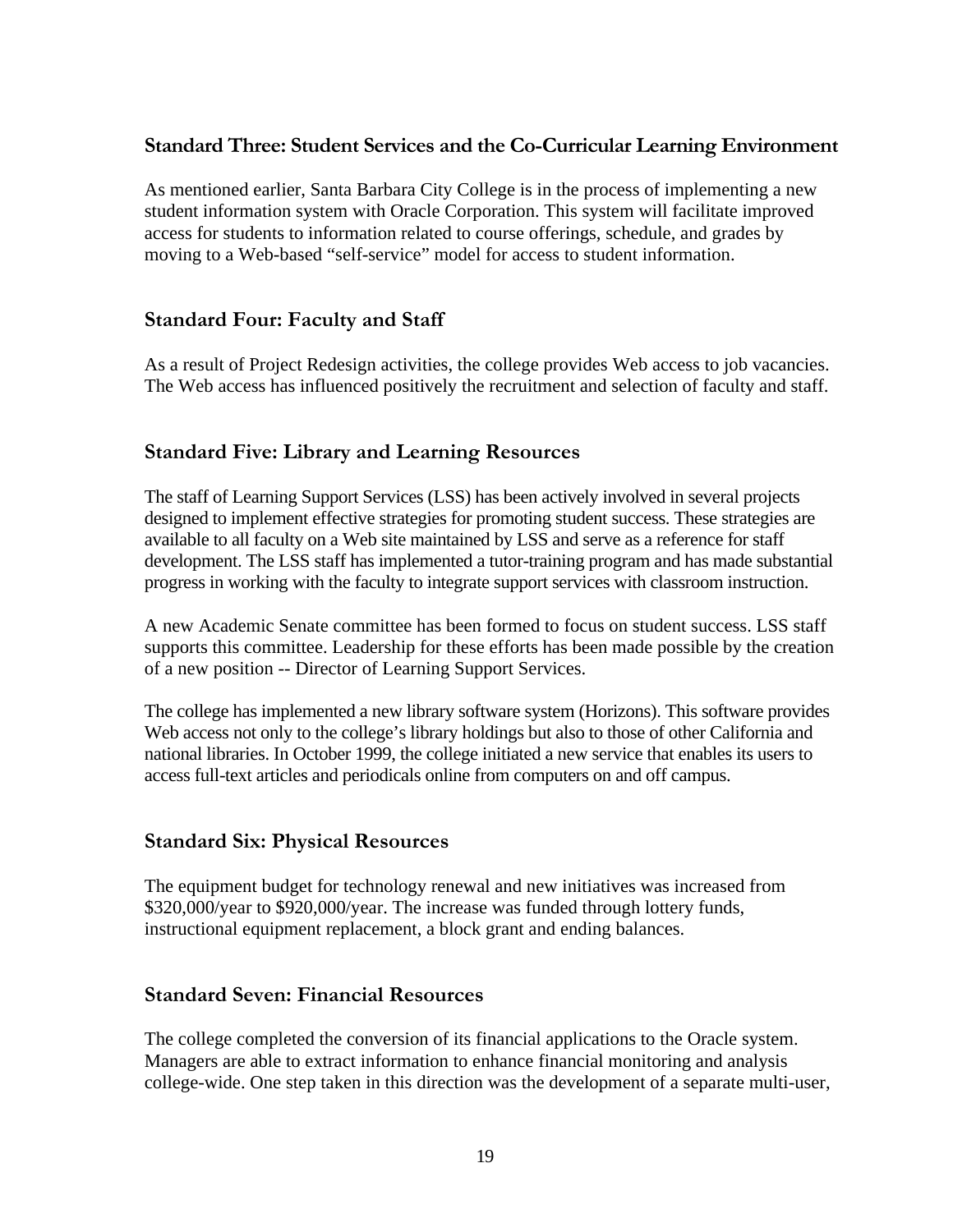### Standard Three: Student Services and the Co-Curricular Learning Environment

As mentioned earlier, Santa Barbara City College is in the process of implementing a new student information system with Oracle Corporation. This system will facilitate improved access for students to information related to course offerings, schedule, and grades by moving to a Web-based "self-service" model for access to student information.

### Standard Four: Faculty and Staff

As a result of Project Redesign activities, the college provides Web access to job vacancies. The Web access has influenced positively the recruitment and selection of faculty and staff.

### Standard Five: Library and Learning Resources

The staff of Learning Support Services (LSS) has been actively involved in several projects designed to implement effective strategies for promoting student success. These strategies are available to all faculty on a Web site maintained by LSS and serve as a reference for staff development. The LSS staff has implemented a tutor-training program and has made substantial progress in working with the faculty to integrate support services with classroom instruction.

A new Academic Senate committee has been formed to focus on student success. LSS staff supports this committee. Leadership for these efforts has been made possible by the creation of a new position -- Director of Learning Support Services.

The college has implemented a new library software system (Horizons). This software provides Web access not only to the college's library holdings but also to those of other California and national libraries. In October 1999, the college initiated a new service that enables its users to access full-text articles and periodicals online from computers on and off campus.

### Standard Six: Physical Resources

The equipment budget for technology renewal and new initiatives was increased from $320,000/year to $920,000/year. The increase was funded through lottery funds, instructional equipment replacement, a block grant and ending balances.

### Standard Seven: Financial Resources

The college completed the conversion of its financial applications to the Oracle system. Managers are able to extract information to enhance financial monitoring and analysis college-wide. One step taken in this direction was the development of a separate multi-user,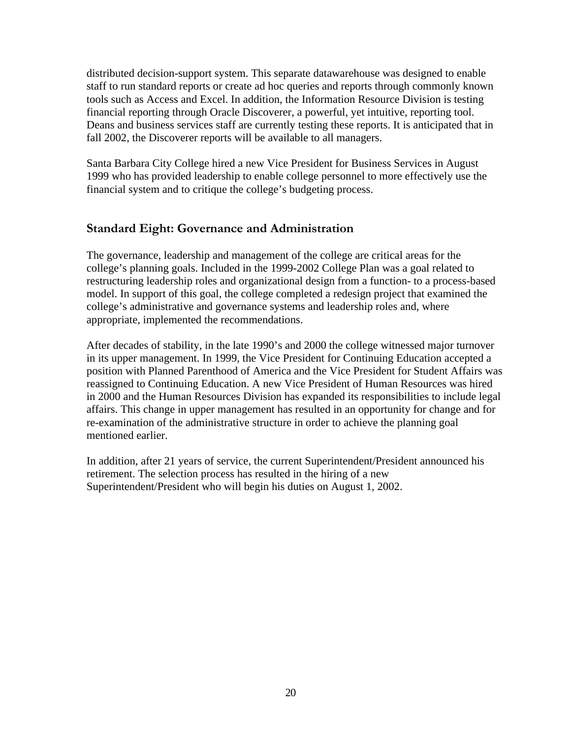distributed decision-support system. This separate datawarehouse was designed to enable staff to run standard reports or create ad hoc queries and reports through commonly known tools such as Access and Excel. In addition, the Information Resource Division is testing financial reporting through Oracle Discoverer, a powerful, yet intuitive, reporting tool. Deans and business services staff are currently testing these reports. It is anticipated that in fall 2002, the Discoverer reports will be available to all managers.

Santa Barbara City College hired a new Vice President for Business Services in August 1999 who has provided leadership to enable college personnel to more effectively use the financial system and to critique the college's budgeting process.

## Standard Eight: Governance and Administration

The governance, leadership and management of the college are critical areas for the college's planning goals. Included in the 1999-2002 College Plan was a goal related to restructuring leadership roles and organizational design from a function- to a process-based model. In support of this goal, the college completed a redesign project that examined the college's administrative and governance systems and leadership roles and, where appropriate, implemented the recommendations.

After decades of stability, in the late 1990's and 2000 the college witnessed major turnover in its upper management. In 1999, the Vice President for Continuing Education accepted a position with Planned Parenthood of America and the Vice President for Student Affairs was reassigned to Continuing Education. A new Vice President of Human Resources was hired in 2000 and the Human Resources Division has expanded its responsibilities to include legal affairs. This change in upper management has resulted in an opportunity for change and for re-examination of the administrative structure in order to achieve the planning goal mentioned earlier.

In addition, after 21 years of service, the current Superintendent/President announced his retirement. The selection process has resulted in the hiring of a new Superintendent/President who will begin his duties on August 1, 2002.